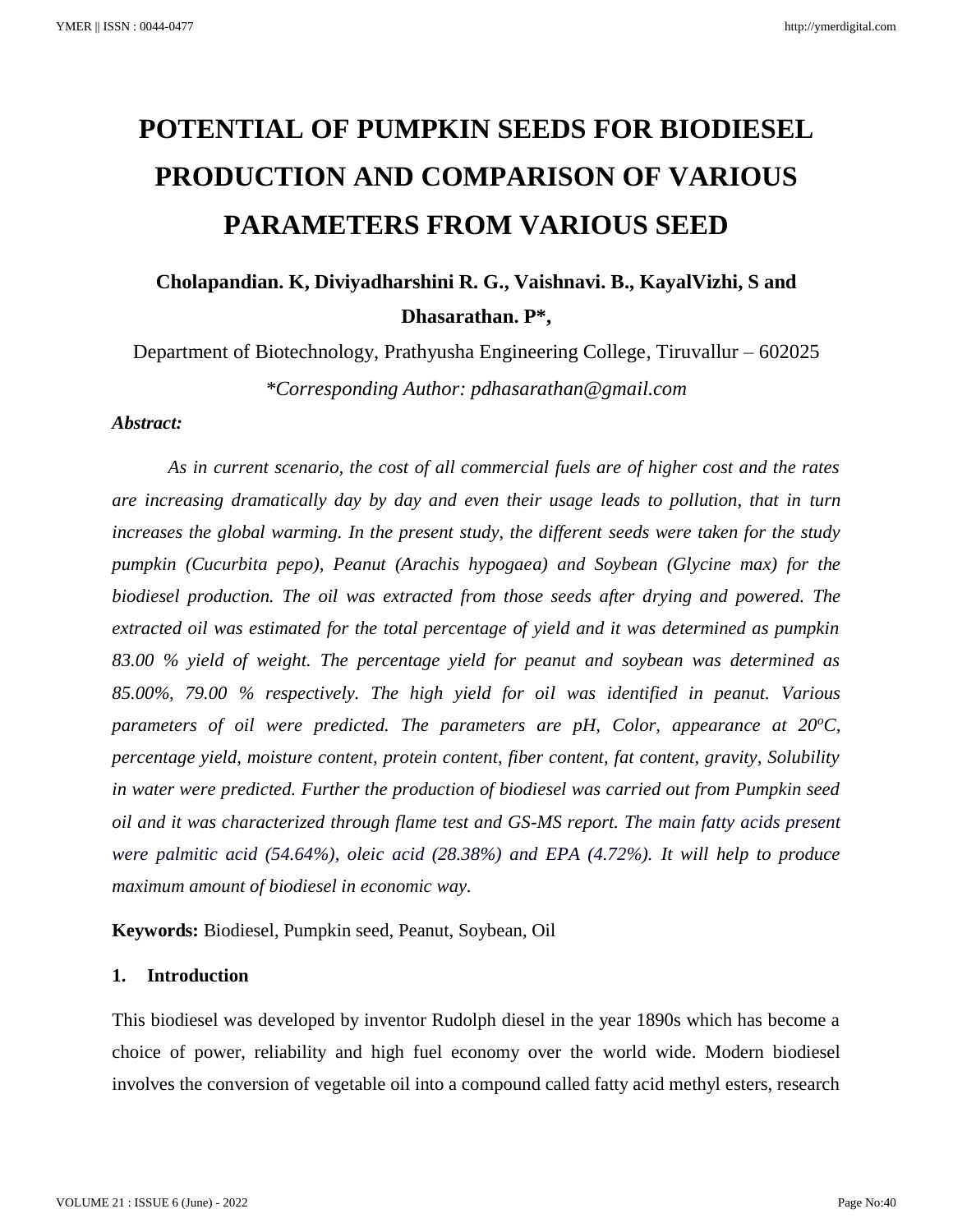# POTENTIAL OF PUMPKIN SEEDS FOR BIODIESEL PRODUCTION AND COMPARISON OF VARIOUS PARAMETERS FROM VARIOUS SEED

**Cholapandian. K, Diviyadharshini R. G., Vaishnavi. B., KayalVizhi, S and Dhasarathan. P*,**

Department of Biotechnology, Prathyusha Engineering College, Tiruvallur – 602025

*\*Corresponding Author: pdhasarathan@gmail.com*

***Abstract:***

*As in current scenario, the cost of all commercial fuels are of higher cost and the rates are increasing dramatically day by day and even their usage leads to pollution, that in turn increases the global warming. In the present study, the different seeds were taken for the study pumpkin (Cucurbita pepo), Peanut (Arachis hypogaea) and Soybean (Glycine max) for the biodiesel production. The oil was extracted from those seeds after drying and powered. The extracted oil was estimated for the total percentage of yield and it was determined as pumpkin 83.00 % yield of weight. The percentage yield for peanut and soybean was determined as 85.00%, 79.00 % respectively. The high yield for oil was identified in peanut. Various parameters of oil were predicted. The parameters are pH, Color, appearance at 20ºC, percentage yield, moisture content, protein content, fiber content, fat content, gravity, Solubility in water were predicted. Further the production of biodiesel was carried out from Pumpkin seed oil and it was characterized through flame test and GS-MS report. The main fatty acids present were palmitic acid (54.64%), oleic acid (28.38%) and EPA (4.72%). It will help to produce maximum amount of biodiesel in economic way.*

**Keywords:** Biodiesel, Pumpkin seed, Peanut, Soybean, Oil

## 1. Introduction

This biodiesel was developed by inventor Rudolph diesel in the year 1890s which has become a choice of power, reliability and high fuel economy over the world wide. Modern biodiesel involves the conversion of vegetable oil into a compound called fatty acid methyl esters, research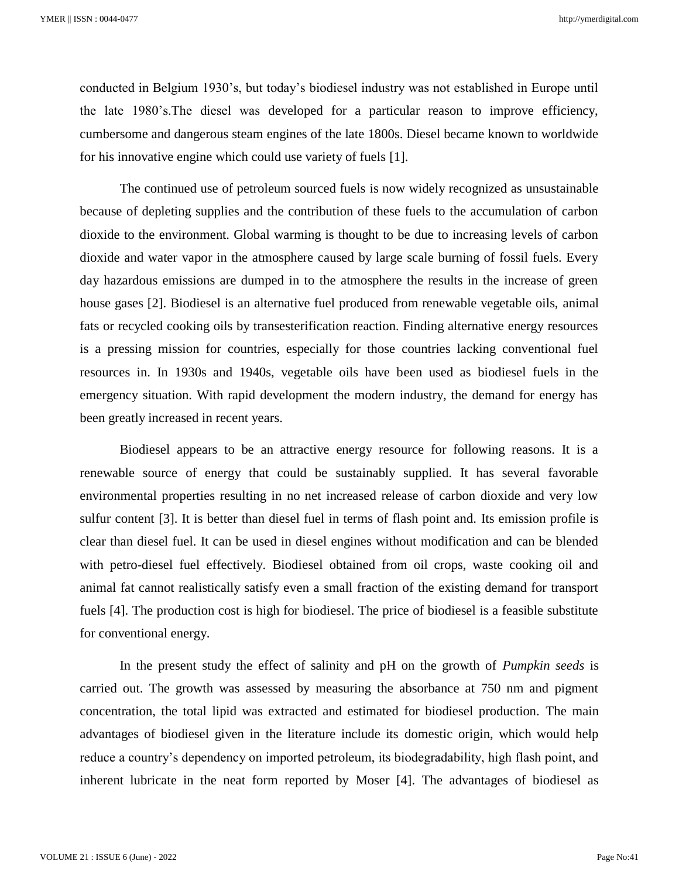conducted in Belgium 1930's, but today's biodiesel industry was not established in Europe until the late 1980's.The diesel was developed for a particular reason to improve efficiency, cumbersome and dangerous steam engines of the late 1800s. Diesel became known to worldwide for his innovative engine which could use variety of fuels [1].

The continued use of petroleum sourced fuels is now widely recognized as unsustainable because of depleting supplies and the contribution of these fuels to the accumulation of carbon dioxide to the environment. Global warming is thought to be due to increasing levels of carbon dioxide and water vapor in the atmosphere caused by large scale burning of fossil fuels. Every day hazardous emissions are dumped in to the atmosphere the results in the increase of green house gases [2]. Biodiesel is an alternative fuel produced from renewable vegetable oils, animal fats or recycled cooking oils by transesterification reaction. Finding alternative energy resources is a pressing mission for countries, especially for those countries lacking conventional fuel resources in. In 1930s and 1940s, vegetable oils have been used as biodiesel fuels in the emergency situation. With rapid development the modern industry, the demand for energy has been greatly increased in recent years.

Biodiesel appears to be an attractive energy resource for following reasons. It is a renewable source of energy that could be sustainably supplied. It has several favorable environmental properties resulting in no net increased release of carbon dioxide and very low sulfur content [3]. It is better than diesel fuel in terms of flash point and. Its emission profile is clear than diesel fuel. It can be used in diesel engines without modification and can be blended with petro-diesel fuel effectively. Biodiesel obtained from oil crops, waste cooking oil and animal fat cannot realistically satisfy even a small fraction of the existing demand for transport fuels [4]. The production cost is high for biodiesel. The price of biodiesel is a feasible substitute for conventional energy.

In the present study the effect of salinity and pH on the growth of *Pumpkin seeds* is carried out. The growth was assessed by measuring the absorbance at 750 nm and pigment concentration, the total lipid was extracted and estimated for biodiesel production. The main advantages of biodiesel given in the literature include its domestic origin, which would help reduce a country's dependency on imported petroleum, its biodegradability, high flash point, and inherent lubricate in the neat form reported by Moser [4]. The advantages of biodiesel as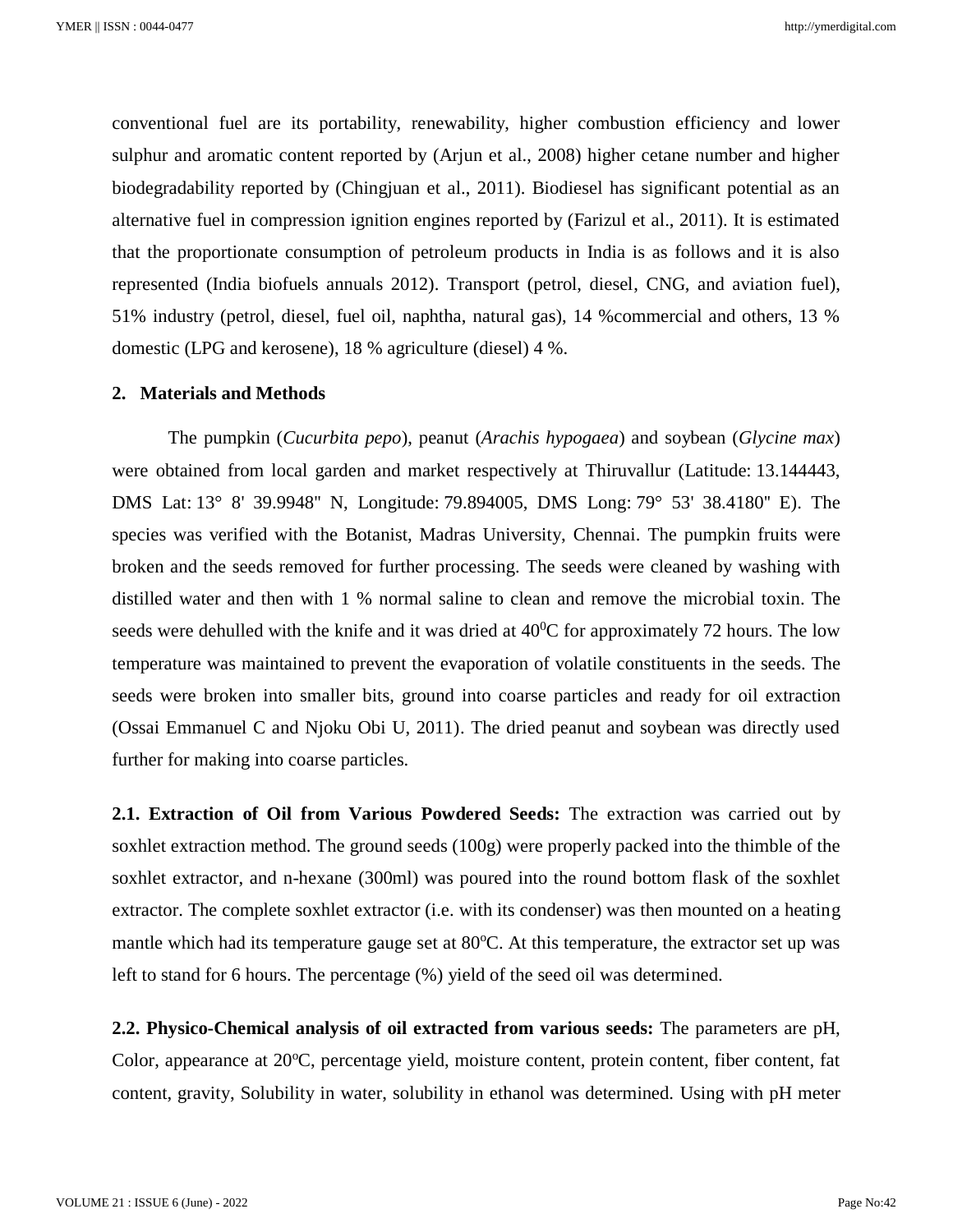conventional fuel are its portability, renewability, higher combustion efficiency and lower sulphur and aromatic content reported by (Arjun et al., 2008) higher cetane number and higher biodegradability reported by (Chingjuan et al., 2011). Biodiesel has significant potential as an alternative fuel in compression ignition engines reported by (Farizul et al., 2011). It is estimated that the proportionate consumption of petroleum products in India is as follows and it is also represented (India biofuels annuals 2012). Transport (petrol, diesel, CNG, and aviation fuel), 51% industry (petrol, diesel, fuel oil, naphtha, natural gas), 14 %commercial and others, 13 % domestic (LPG and kerosene), 18 % agriculture (diesel) 4 %.

## 2. Materials and Methods

The pumpkin (*Cucurbita pepo*), peanut (*Arachis hypogaea*) and soybean (*Glycine max*) were obtained from local garden and market respectively at Thiruvallur (Latitude: 13.144443, DMS Lat: 13° 8' 39.9948" N, Longitude: 79.894005, DMS Long: 79° 53' 38.4180" E). The species was verified with the Botanist, Madras University, Chennai. The pumpkin fruits were broken and the seeds removed for further processing. The seeds were cleaned by washing with distilled water and then with 1 % normal saline to clean and remove the microbial toxin. The seeds were dehulled with the knife and it was dried at $40^0$C for approximately 72 hours. The low temperature was maintained to prevent the evaporation of volatile constituents in the seeds. The seeds were broken into smaller bits, ground into coarse particles and ready for oil extraction (Ossai Emmanuel C and Njoku Obi U, 2011). The dried peanut and soybean was directly used further for making into coarse particles.

**2.1. Extraction of Oil from Various Powdered Seeds:** The extraction was carried out by soxhlet extraction method. The ground seeds (100g) were properly packed into the thimble of the soxhlet extractor, and n-hexane (300ml) was poured into the round bottom flask of the soxhlet extractor. The complete soxhlet extractor (i.e. with its condenser) was then mounted on a heating mantle which had its temperature gauge set at 80$^o$C. At this temperature, the extractor set up was left to stand for 6 hours. The percentage (%) yield of the seed oil was determined.

**2.2. Physico-Chemical analysis of oil extracted from various seeds:** The parameters are pH, Color, appearance at 20$^o$C, percentage yield, moisture content, protein content, fiber content, fat content, gravity, Solubility in water, solubility in ethanol was determined. Using with pH meter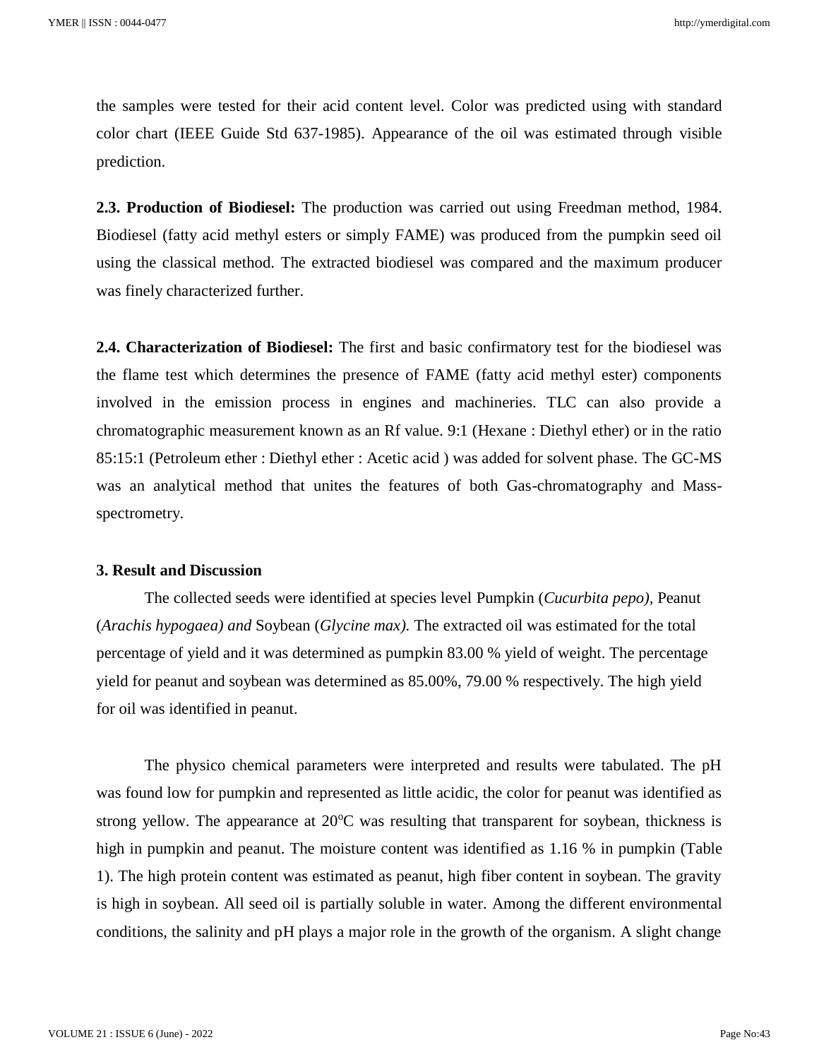the samples were tested for their acid content level. Color was predicted using with standard color chart (IEEE Guide Std 637-1985). Appearance of the oil was estimated through visible prediction.

**2.3. Production of Biodiesel:** The production was carried out using Freedman method, 1984. Biodiesel (fatty acid methyl esters or simply FAME) was produced from the pumpkin seed oil using the classical method. The extracted biodiesel was compared and the maximum producer was finely characterized further.

**2.4. Characterization of Biodiesel:** The first and basic confirmatory test for the biodiesel was the flame test which determines the presence of FAME (fatty acid methyl ester) components involved in the emission process in engines and machineries. TLC can also provide a chromatographic measurement known as an Rf value. 9:1 (Hexane : Diethyl ether) or in the ratio 85:15:1 (Petroleum ether : Diethyl ether : Acetic acid ) was added for solvent phase. The GC-MS was an analytical method that unites the features of both Gas-chromatography and Mass-spectrometry.

## 3. Result and Discussion

The collected seeds were identified at species level Pumpkin (*Cucurbita pepo),* Peanut (*Arachis hypogaea) and* Soybean (*Glycine max).* The extracted oil was estimated for the total percentage of yield and it was determined as pumpkin 83.00 % yield of weight. The percentage yield for peanut and soybean was determined as 85.00%, 79.00 % respectively. The high yield for oil was identified in peanut.

The physico chemical parameters were interpreted and results were tabulated. The pH was found low for pumpkin and represented as little acidic, the color for peanut was identified as strong yellow. The appearance at 20$^{o}$C was resulting that transparent for soybean, thickness is high in pumpkin and peanut. The moisture content was identified as 1.16 % in pumpkin (Table 1). The high protein content was estimated as peanut, high fiber content in soybean. The gravity is high in soybean. All seed oil is partially soluble in water. Among the different environmental conditions, the salinity and pH plays a major role in the growth of the organism. A slight change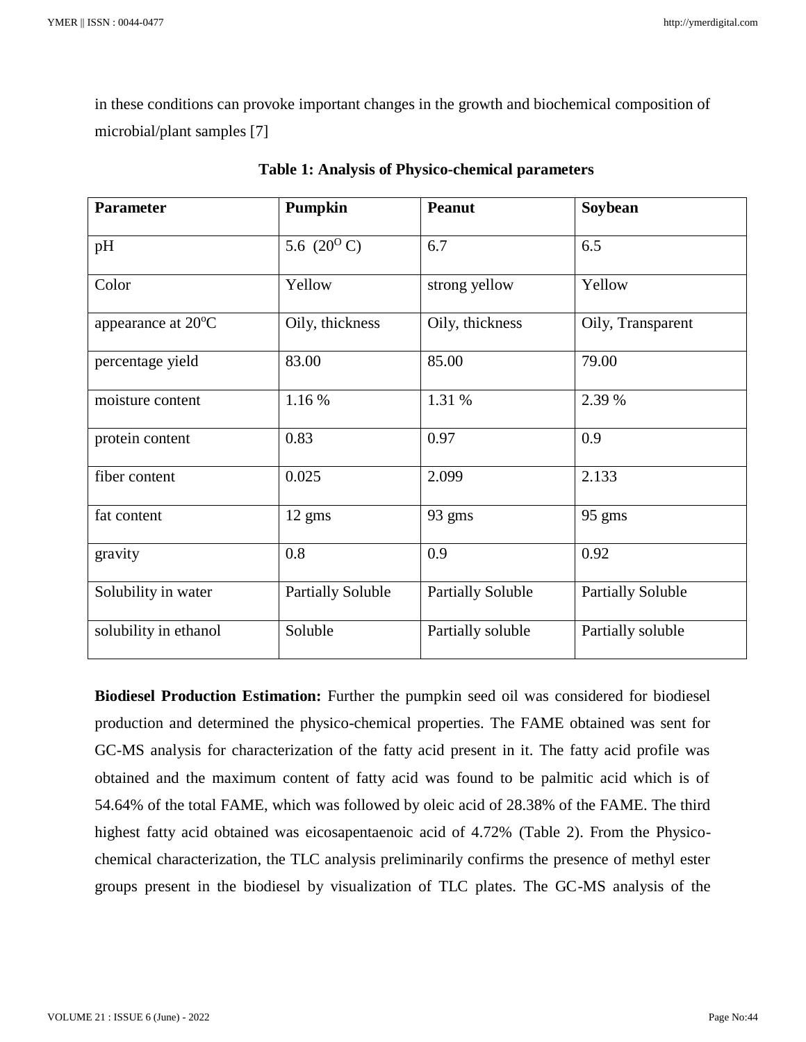in these conditions can provoke important changes in the growth and biochemical composition of microbial/plant samples [7]

**Table 1: Analysis of Physico-chemical parameters**

| **Parameter** | **Pumpkin** | **Peanut** | **Soybean** |
|---|---|---|---|
| pH | 5.6 ($20^{O}$ C) | 6.7 | 6.5 |
| Color | Yellow | strong yellow | Yellow |
| appearance at $20^{o}$C | Oily, thickness | Oily, thickness | Oily, Transparent |
| percentage yield | 83.00 | 85.00 | 79.00 |
| moisture content | 1.16 % | 1.31 % | 2.39 % |
| protein content | 0.83 | 0.97 | 0.9 |
| fiber content | 0.025 | 2.099 | 2.133 |
| fat content | 12 gms | 93 gms | 95 gms |
| gravity | 0.8 | 0.9 | 0.92 |
| Solubility in water | Partially Soluble | Partially Soluble | Partially Soluble |
| solubility in ethanol | Soluble | Partially soluble | Partially soluble |

**Biodiesel Production Estimation:** Further the pumpkin seed oil was considered for biodiesel production and determined the physico-chemical properties. The FAME obtained was sent for GC-MS analysis for characterization of the fatty acid present in it. The fatty acid profile was obtained and the maximum content of fatty acid was found to be palmitic acid which is of 54.64% of the total FAME, which was followed by oleic acid of 28.38% of the FAME. The third highest fatty acid obtained was eicosapentaenoic acid of 4.72% (Table 2). From the Physico-chemical characterization, the TLC analysis preliminarily confirms the presence of methyl ester groups present in the biodiesel by visualization of TLC plates. The GC-MS analysis of the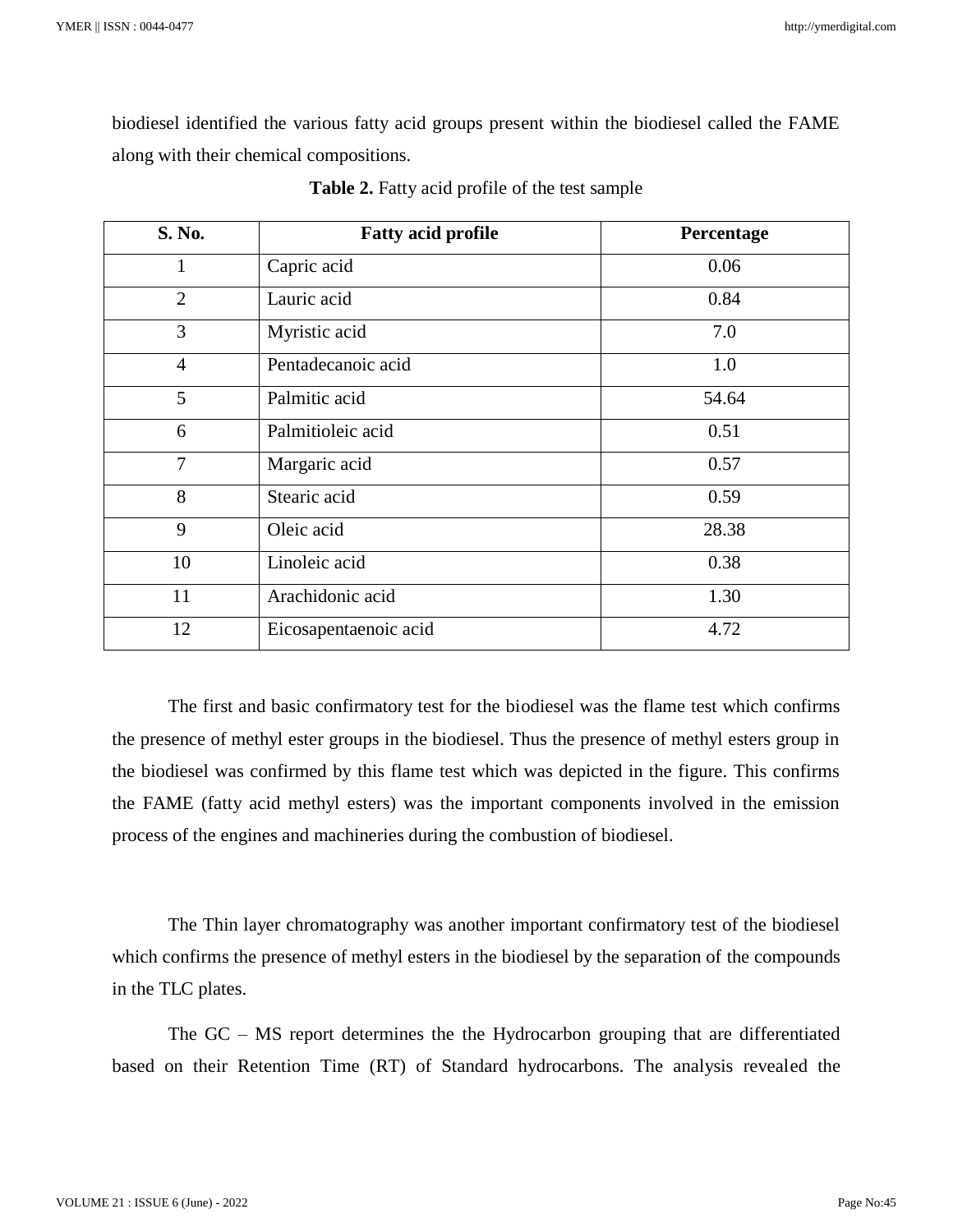biodiesel identified the various fatty acid groups present within the biodiesel called the FAME along with their chemical compositions.

**Table 2.** Fatty acid profile of the test sample

| S. No. | Fatty acid profile | Percentage |
|---|---|---|
| 1 | Capric acid | 0.06 |
| 2 | Lauric acid | 0.84 |
| 3 | Myristic acid | 7.0 |
| 4 | Pentadecanoic acid | 1.0 |
| 5 | Palmitic acid | 54.64 |
| 6 | Palmitioleic acid | 0.51 |
| 7 | Margaric acid | 0.57 |
| 8 | Stearic acid | 0.59 |
| 9 | Oleic acid | 28.38 |
| 10 | Linoleic acid | 0.38 |
| 11 | Arachidonic acid | 1.30 |
| 12 | Eicosapentaenoic acid | 4.72 |

The first and basic confirmatory test for the biodiesel was the flame test which confirms the presence of methyl ester groups in the biodiesel. Thus the presence of methyl esters group in the biodiesel was confirmed by this flame test which was depicted in the figure. This confirms the FAME (fatty acid methyl esters) was the important components involved in the emission process of the engines and machineries during the combustion of biodiesel.

The Thin layer chromatography was another important confirmatory test of the biodiesel which confirms the presence of methyl esters in the biodiesel by the separation of the compounds in the TLC plates.

The GC – MS report determines the the Hydrocarbon grouping that are differentiated based on their Retention Time (RT) of Standard hydrocarbons. The analysis revealed the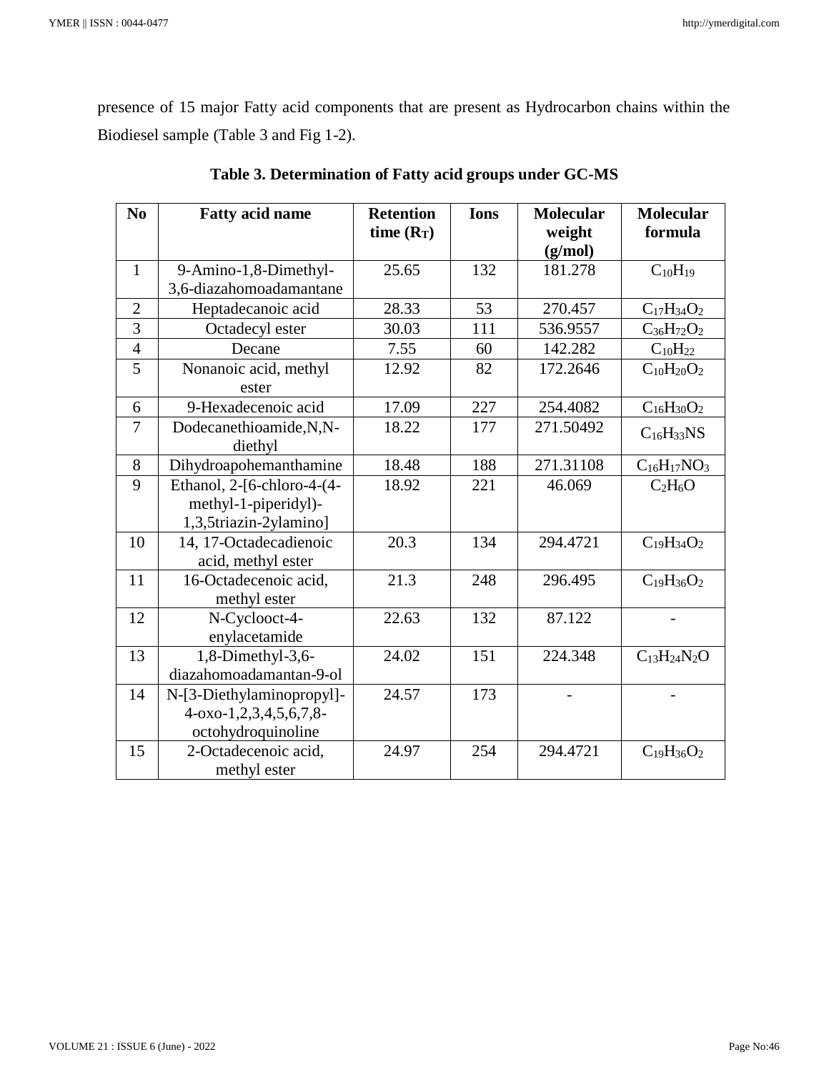presence of 15 major Fatty acid components that are present as Hydrocarbon chains within the Biodiesel sample (Table 3 and Fig 1-2).

**Table 3. Determination of Fatty acid groups under GC-MS**

| No | Fatty acid name | Retention time ($R_T$) | Ions | Molecular weight (g/mol) | Molecular formula |
|---|---|---|---|---|---|
| 1 | 9-Amino-1,8-Dimethyl-3,6-diazahomoadamantane | 25.65 | 132 | 181.278 | $C_{10}H_{19}$ |
| 2 | Heptadecanoic acid | 28.33 | 53 | 270.457 | $C_{17}H_{34}O_2$ |
| 3 | Octadecyl ester | 30.03 | 111 | 536.9557 | $C_{36}H_{72}O_2$ |
| 4 | Decane | 7.55 | 60 | 142.282 | $C_{10}H_{22}$ |
| 5 | Nonanoic acid, methyl ester | 12.92 | 82 | 172.2646 | $C_{10}H_{20}O_2$ |
| 6 | 9-Hexadecenoic acid | 17.09 | 227 | 254.4082 | $C_{16}H_{30}O_2$ |
| 7 | Dodecanethioamide,N,N-diethyl | 18.22 | 177 | 271.50492 | $C_{16}H_{33}NS$ |
| 8 | Dihydroapohemanthamine | 18.48 | 188 | 271.31108 | $C_{16}H_{17}NO_3$ |
| 9 | Ethanol, 2-[6-chloro-4-(4-methyl-1-piperidyl)-1,3,5triazin-2ylamino] | 18.92 | 221 | 46.069 | $C_2H_6O$ |
| 10 | 14, 17-Octadecadienoic acid, methyl ester | 20.3 | 134 | 294.4721 | $C_{19}H_{34}O_2$ |
| 11 | 16-Octadecenoic acid, methyl ester | 21.3 | 248 | 296.495 | $C_{19}H_{36}O_2$ |
| 12 | N-Cyclooct-4-enylacetamide | 22.63 | 132 | 87.122 | - |
| 13 | 1,8-Dimethyl-3,6-diazahomoadamantan-9-ol | 24.02 | 151 | 224.348 | $C_{13}H_{24}N_2O$ |
| 14 | N-[3-Diethylaminopropyl]-4-oxo-1,2,3,4,5,6,7,8-octohydroquinoline | 24.57 | 173 | - | - |
| 15 | 2-Octadecenoic acid, methyl ester | 24.97 | 254 | 294.4721 | $C_{19}H_{36}O_2$ |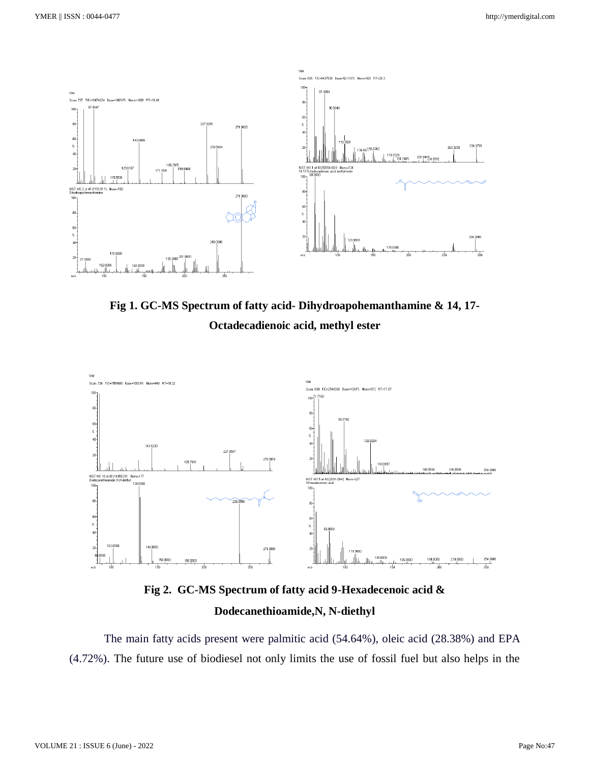**Fig 1. GC-MS Spectrum of fatty acid- Dihydroapohemanthamine & 14, 17-Octadecadienoic acid, methyl ester**

**Fig 2. GC-MS Spectrum of fatty acid 9-Hexadecenoic acid & Dodecanethioamide,N, N-diethyl**

The main fatty acids present were palmitic acid (54.64%), oleic acid (28.38%) and EPA (4.72%). The future use of biodiesel not only limits the use of fossil fuel but also helps in the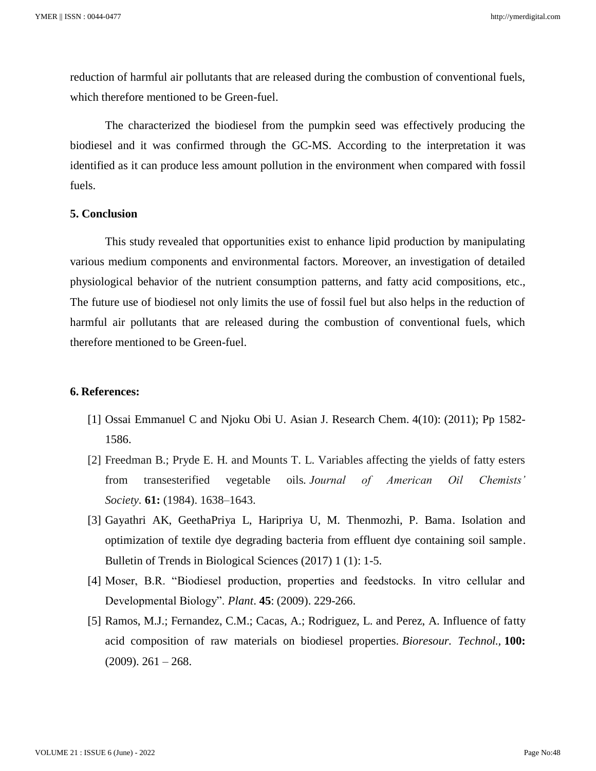reduction of harmful air pollutants that are released during the combustion of conventional fuels, which therefore mentioned to be Green-fuel.

The characterized the biodiesel from the pumpkin seed was effectively producing the biodiesel and it was confirmed through the GC-MS. According to the interpretation it was identified as it can produce less amount pollution in the environment when compared with fossil fuels.

## 5. Conclusion

This study revealed that opportunities exist to enhance lipid production by manipulating various medium components and environmental factors. Moreover, an investigation of detailed physiological behavior of the nutrient consumption patterns, and fatty acid compositions, etc., The future use of biodiesel not only limits the use of fossil fuel but also helps in the reduction of harmful air pollutants that are released during the combustion of conventional fuels, which therefore mentioned to be Green-fuel.

## 6. References:

[1] Ossai Emmanuel C and Njoku Obi U. Asian J. Research Chem. 4(10): (2011); Pp 1582-1586.

[2] Freedman B.; Pryde E. H. and Mounts T. L. Variables affecting the yields of fatty esters from transesterified vegetable oils. *Journal of American Oil Chemists' Society*. **61:** (1984). 1638–1643.

[3] Gayathri AK, GeethaPriya L, Haripriya U, M. Thenmozhi, P. Bama. Isolation and optimization of textile dye degrading bacteria from effluent dye containing soil sample. Bulletin of Trends in Biological Sciences (2017) 1 (1): 1-5.

[4] Moser, B.R. "Biodiesel production, properties and feedstocks. In vitro cellular and Developmental Biology". *Plant*. **45**: (2009). 229-266.

[5] Ramos, M.J.; Fernandez, C.M.; Cacas, A.; Rodriguez, L. and Perez, A. Influence of fatty acid composition of raw materials on biodiesel properties. *Bioresour. Technol.*, **100:** (2009). 261 – 268.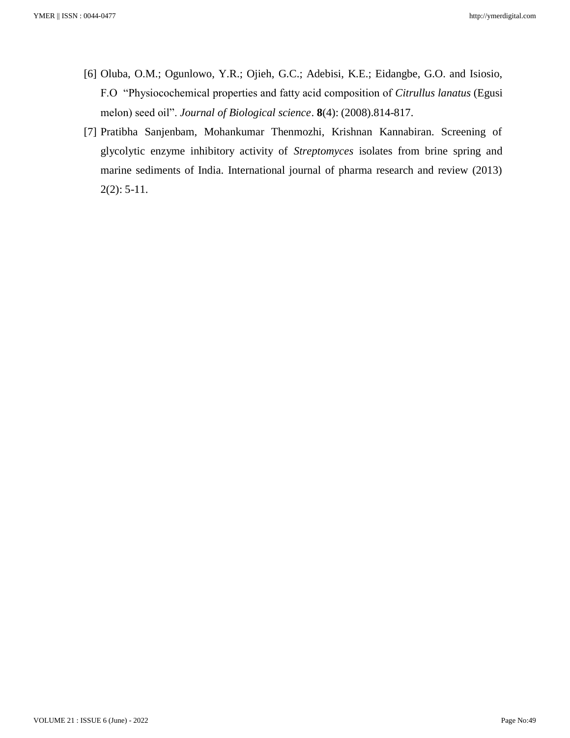[6] Oluba, O.M.; Ogunlowo, Y.R.; Ojieh, G.C.; Adebisi, K.E.; Eidangbe, G.O. and Isiosio, F.O "Physiocochemical properties and fatty acid composition of *Citrullus lanatus* (Egusi melon) seed oil". *Journal of Biological science*. **8**(4): (2008).814-817.

[7] Pratibha Sanjenbam, Mohankumar Thenmozhi, Krishnan Kannabiran. Screening of glycolytic enzyme inhibitory activity of *Streptomyces* isolates from brine spring and marine sediments of India. International journal of pharma research and review (2013) 2(2): 5-11.